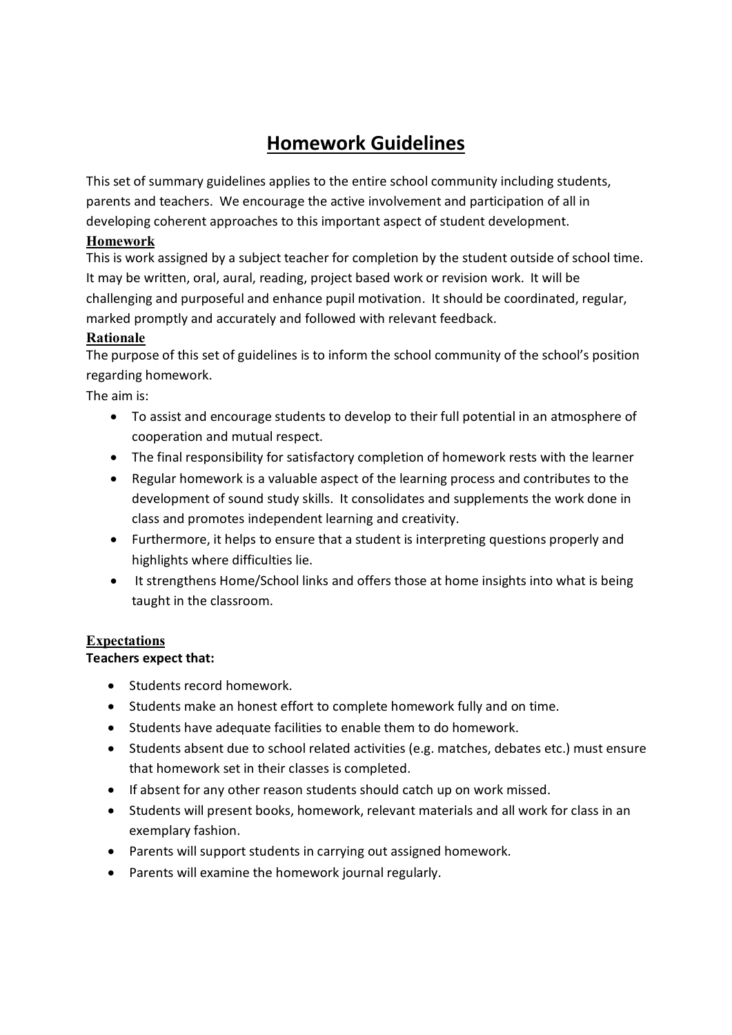# Homework Guidelines

This set of summary guidelines applies to the entire school community including students, parents and teachers. We encourage the active involvement and participation of all in developing coherent approaches to this important aspect of student development.

## Homework

This is work assigned by a subject teacher for completion by the student outside of school time. It may be written, oral, aural, reading, project based work or revision work. It will be challenging and purposeful and enhance pupil motivation. It should be coordinated, regular, marked promptly and accurately and followed with relevant feedback.

## Rationale

The purpose of this set of guidelines is to inform the school community of the school's position regarding homework.

The aim is:

- To assist and encourage students to develop to their full potential in an atmosphere of cooperation and mutual respect.
- The final responsibility for satisfactory completion of homework rests with the learner
- Regular homework is a valuable aspect of the learning process and contributes to the development of sound study skills. It consolidates and supplements the work done in class and promotes independent learning and creativity.
- Furthermore, it helps to ensure that a student is interpreting questions properly and highlights where difficulties lie.
- It strengthens Home/School links and offers those at home insights into what is being taught in the classroom.

## Expectations

**Teachers expect that:**

- Students record homework.
- Students make an honest effort to complete homework fully and on time.
- Students have adequate facilities to enable them to do homework.
- Students absent due to school related activities (e.g. matches, debates etc.) must ensure that homework set in their classes is completed.
- If absent for any other reason students should catch up on work missed.
- Students will present books, homework, relevant materials and all work for class in an exemplary fashion.
- Parents will support students in carrying out assigned homework.
- Parents will examine the homework journal regularly.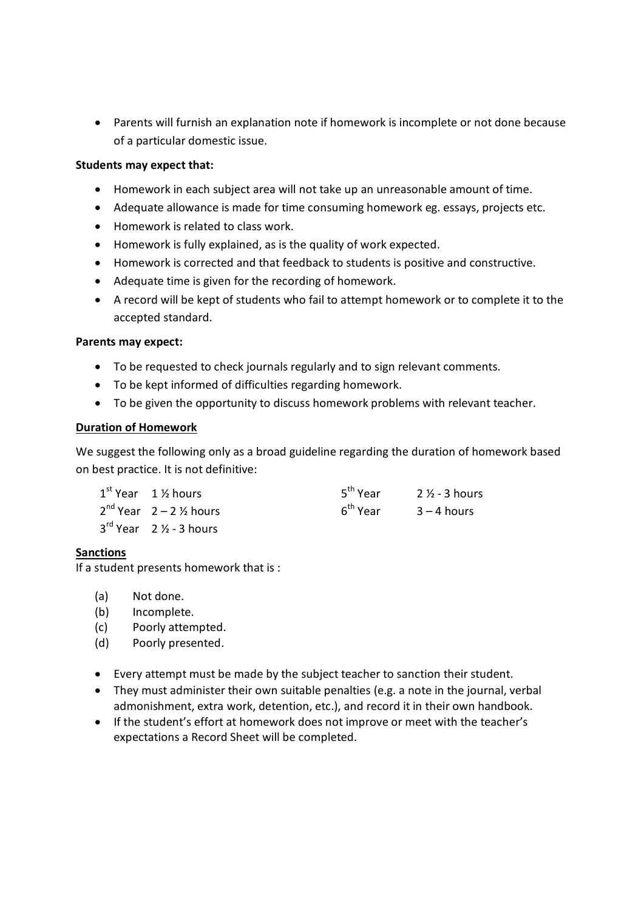- Parents will furnish an explanation note if homework is incomplete or not done because of a particular domestic issue.

**Students may expect that:**

- Homework in each subject area will not take up an unreasonable amount of time.
- Adequate allowance is made for time consuming homework eg. essays, projects etc.
- Homework is related to class work.
- Homework is fully explained, as is the quality of work expected.
- Homework is corrected and that feedback to students is positive and constructive.
- Adequate time is given for the recording of homework.
- A record will be kept of students who fail to attempt homework or to complete it to the accepted standard.

**Parents may expect:**

- To be requested to check journals regularly and to sign relevant comments.
- To be kept informed of difficulties regarding homework.
- To be given the opportunity to discuss homework problems with relevant teacher.

**Duration of Homework**

We suggest the following only as a broad guideline regarding the duration of homework based on best practice. It is not definitive:

| | | | |
|---|---|---|---|
| 1st Year | 1 ½ hours | 5th Year | 2 ½ - 3 hours |
| 2nd Year | 2 – 2 ½ hours | 6th Year | 3 – 4 hours |
| 3rd Year | 2 ½ - 3 hours | | |

**Sanctions**

If a student presents homework that is :

(a) Not done.
(b) Incomplete.
(c) Poorly attempted.
(d) Poorly presented.

- Every attempt must be made by the subject teacher to sanction their student.
- They must administer their own suitable penalties (e.g. a note in the journal, verbal admonishment, extra work, detention, etc.), and record it in their own handbook.
- If the student's effort at homework does not improve or meet with the teacher's expectations a Record Sheet will be completed.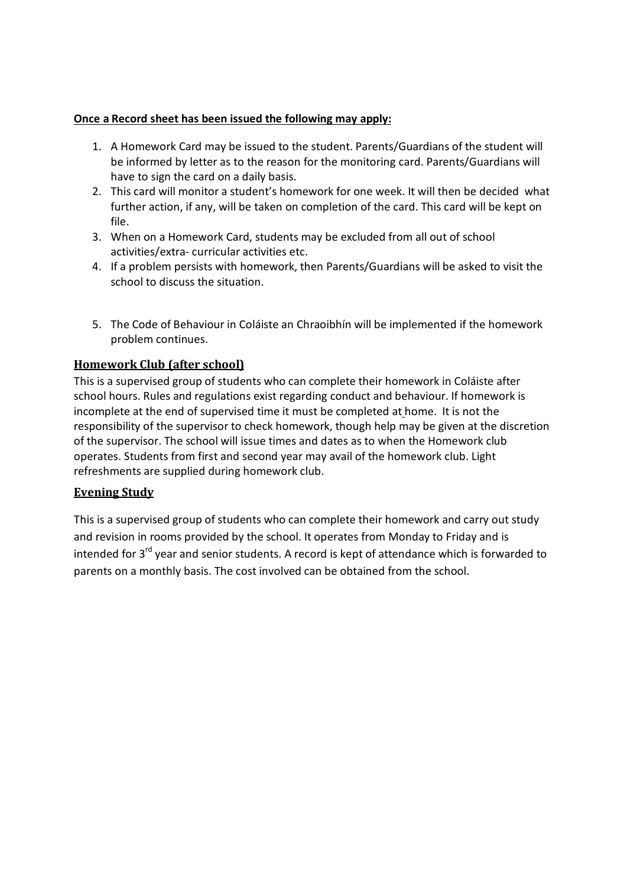**Once a Record sheet has been issued the following may apply:**

1. A Homework Card may be issued to the student. Parents/Guardians of the student will be informed by letter as to the reason for the monitoring card. Parents/Guardians will have to sign the card on a daily basis.
2. This card will monitor a student's homework for one week. It will then be decided what further action, if any, will be taken on completion of the card. This card will be kept on file.
3. When on a Homework Card, students may be excluded from all out of school activities/extra- curricular activities etc.
4. If a problem persists with homework, then Parents/Guardians will be asked to visit the school to discuss the situation.
5. The Code of Behaviour in Coláiste an Chraoibhín will be implemented if the homework problem continues.

## Homework Club (after school)

This is a supervised group of students who can complete their homework in Coláiste after school hours. Rules and regulations exist regarding conduct and behaviour. If homework is incomplete at the end of supervised time it must be completed at home. It is not the responsibility of the supervisor to check homework, though help may be given at the discretion of the supervisor. The school will issue times and dates as to when the Homework club operates. Students from first and second year may avail of the homework club. Light refreshments are supplied during homework club.

## Evening Study

This is a supervised group of students who can complete their homework and carry out study and revision in rooms provided by the school. It operates from Monday to Friday and is intended for 3rd year and senior students. A record is kept of attendance which is forwarded to parents on a monthly basis. The cost involved can be obtained from the school.